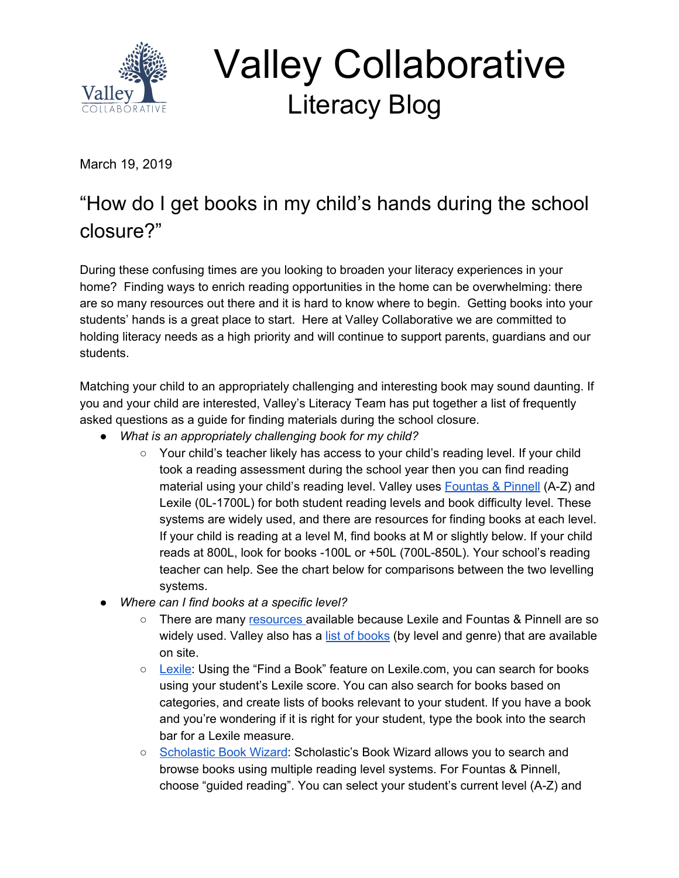// Valley Collaborative
## Literacy Blog

March 19, 2019

## "How do I get books in my child's hands during the school closure?"

During these confusing times are you looking to broaden your literacy experiences in your home? Finding ways to enrich reading opportunities in the home can be overwhelming: there are so many resources out there and it is hard to know where to begin. Getting books into your students' hands is a great place to start. Here at Valley Collaborative we are committed to holding literacy needs as a high priority and will continue to support parents, guardians and our students.

Matching your child to an appropriately challenging and interesting book may sound daunting. If you and your child are interested, Valley's Literacy Team has put together a list of frequently asked questions as a guide for finding materials during the school closure.

- *What is an appropriately challenging book for my child?*
  - Your child's teacher likely has access to your child's reading level. If your child took a reading assessment during the school year then you can find reading material using your child's reading level. Valley uses Fountas & Pinnell (A-Z) and Lexile (0L-1700L) for both student reading levels and book difficulty level. These systems are widely used, and there are resources for finding books at each level. If your child is reading at a level M, find books at M or slightly below. If your child reads at 800L, look for books -100L or +50L (700L-850L). Your school's reading teacher can help. See the chart below for comparisons between the two levelling systems.
- *Where can I find books at a specific level?*
  - There are many resources available because Lexile and Fountas & Pinnell are so widely used. Valley also has a list of books (by level and genre) that are available on site.
  - Lexile: Using the "Find a Book" feature on Lexile.com, you can search for books using your student's Lexile score. You can also search for books based on categories, and create lists of books relevant to your student. If you have a book and you're wondering if it is right for your student, type the book into the search bar for a Lexile measure.
  - Scholastic Book Wizard: Scholastic's Book Wizard allows you to search and browse books using multiple reading level systems. For Fountas & Pinnell, choose "guided reading". You can select your student's current level (A-Z) and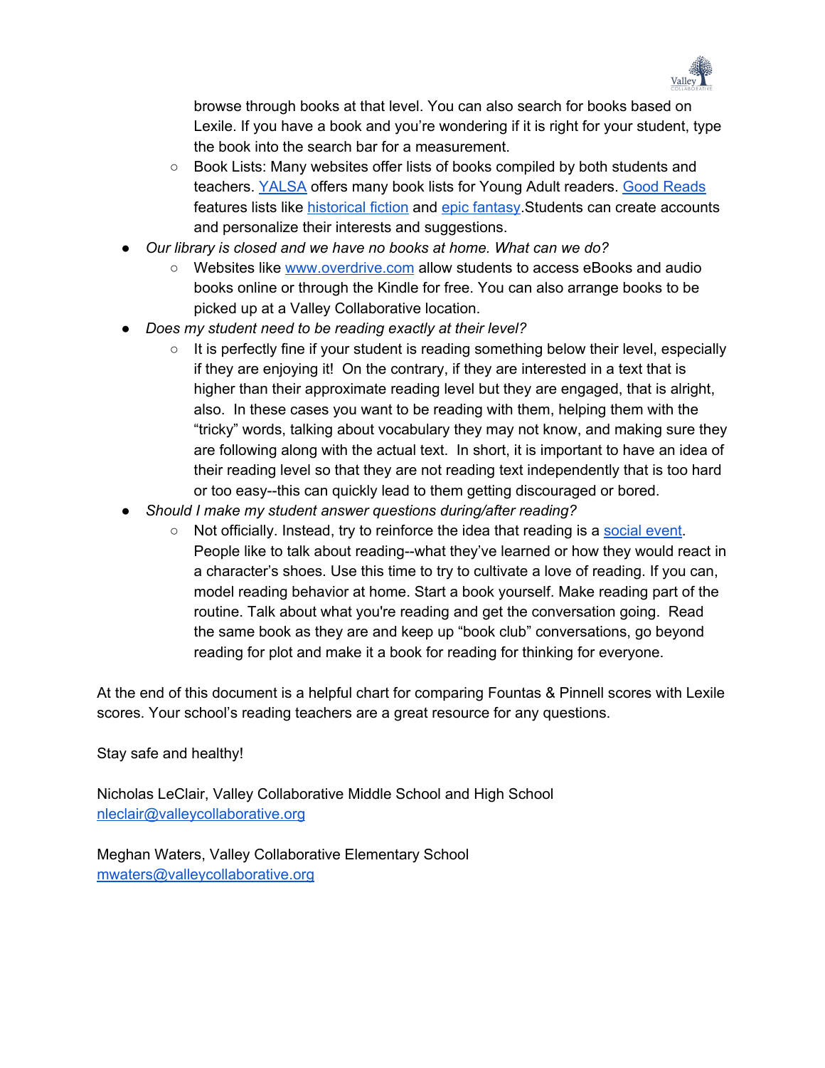- browse through books at that level. You can also search for books based on Lexile. If you have a book and you're wondering if it is right for your student, type the book into the search bar for a measurement.
    - Book Lists: Many websites offer lists of books compiled by both students and teachers. YALSA offers many book lists for Young Adult readers. Good Reads features lists like historical fiction and epic fantasy.Students can create accounts and personalize their interests and suggestions.
- *Our library is closed and we have no books at home. What can we do?*
    - Websites like www.overdrive.com allow students to access eBooks and audio books online or through the Kindle for free. You can also arrange books to be picked up at a Valley Collaborative location.
- *Does my student need to be reading exactly at their level?*
    - It is perfectly fine if your student is reading something below their level, especially if they are enjoying it! On the contrary, if they are interested in a text that is higher than their approximate reading level but they are engaged, that is alright, also. In these cases you want to be reading with them, helping them with the "tricky" words, talking about vocabulary they may not know, and making sure they are following along with the actual text. In short, it is important to have an idea of their reading level so that they are not reading text independently that is too hard or too easy--this can quickly lead to them getting discouraged or bored.
- *Should I make my student answer questions during/after reading?*
    - Not officially. Instead, try to reinforce the idea that reading is a social event. People like to talk about reading--what they've learned or how they would react in a character's shoes. Use this time to try to cultivate a love of reading. If you can, model reading behavior at home. Start a book yourself. Make reading part of the routine. Talk about what you're reading and get the conversation going. Read the same book as they are and keep up "book club" conversations, go beyond reading for plot and make it a book for reading for thinking for everyone.

At the end of this document is a helpful chart for comparing Fountas & Pinnell scores with Lexile scores. Your school's reading teachers are a great resource for any questions.

Stay safe and healthy!

Nicholas LeClair, Valley Collaborative Middle School and High School
nleclair@valleycollaborative.org

Meghan Waters, Valley Collaborative Elementary School
mwaters@valleycollaborative.org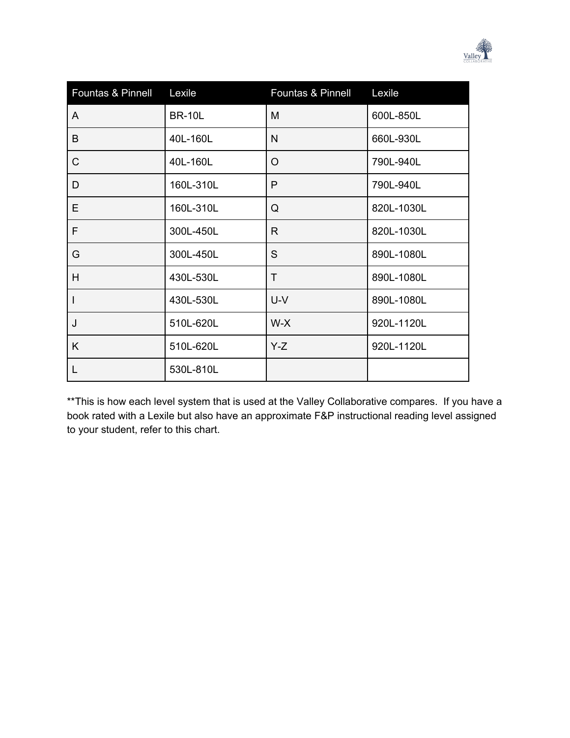| Fountas & Pinnell | Lexile | Fountas & Pinnell | Lexile |
|---|---|---|---|
| A | BR-10L | M | 600L-850L |
| B | 40L-160L | N | 660L-930L |
| C | 40L-160L | O | 790L-940L |
| D | 160L-310L | P | 790L-940L |
| E | 160L-310L | Q | 820L-1030L |
| F | 300L-450L | R | 820L-1030L |
| G | 300L-450L | S | 890L-1080L |
| H | 430L-530L | T | 890L-1080L |
| I | 430L-530L | U-V | 890L-1080L |
| J | 510L-620L | W-X | 920L-1120L |
| K | 510L-620L | Y-Z | 920L-1120L |
| L | 530L-810L | | |

**This is how each level system that is used at the Valley Collaborative compares. If you have a book rated with a Lexile but also have an approximate F&P instructional reading level assigned to your student, refer to this chart.